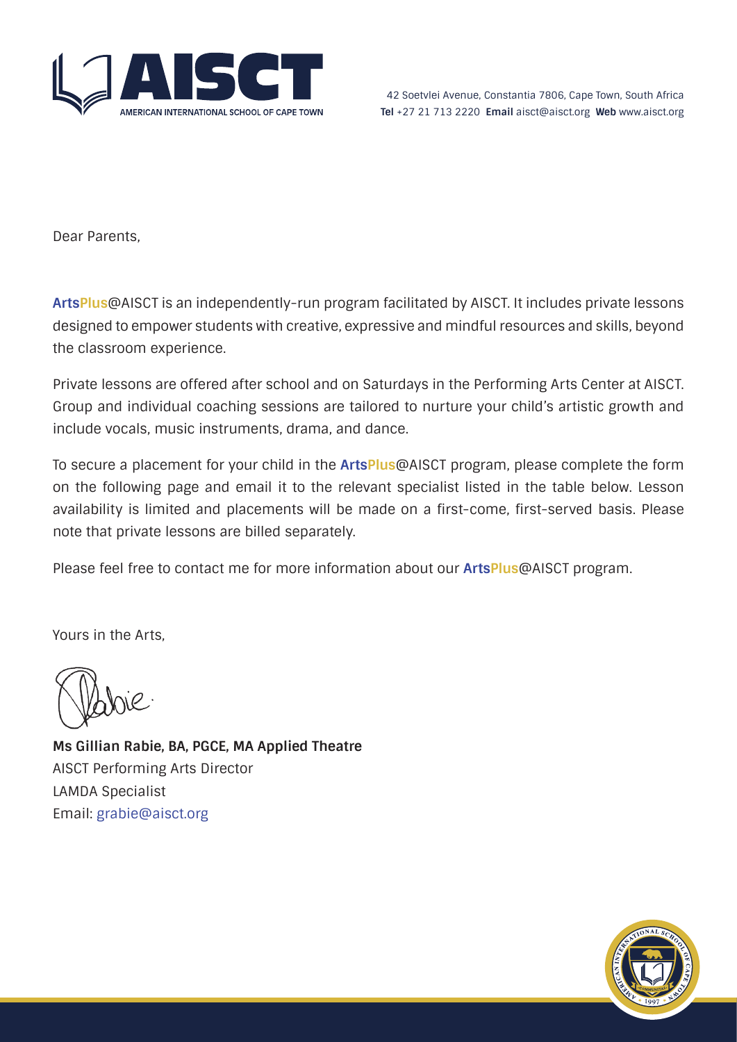AMERICAN INTERNATIONAL SCHOOL OF CAPE TOWN

42 Soetvlei Avenue, Constantia 7806, Cape Town, South Africa
**Tel** +27 21 713 2220 **Email** aisct@aisct.org **Web** www.aisct.org

Dear Parents,

**ArtsPlus**@AISCT is an independently-run program facilitated by AISCT. It includes private lessons designed to empower students with creative, expressive and mindful resources and skills, beyond the classroom experience.

Private lessons are offered after school and on Saturdays in the Performing Arts Center at AISCT. Group and individual coaching sessions are tailored to nurture your child's artistic growth and include vocals, music instruments, drama, and dance.

To secure a placement for your child in the **ArtsPlus**@AISCT program, please complete the form on the following page and email it to the relevant specialist listed in the table below. Lesson availability is limited and placements will be made on a first-come, first-served basis. Please note that private lessons are billed separately.

Please feel free to contact me for more information about our **ArtsPlus**@AISCT program.

Yours in the Arts,

**Ms Gillian Rabie, BA, PGCE, MA Applied Theatre**
AISCT Performing Arts Director
LAMDA Specialist
Email: grabie@aisct.org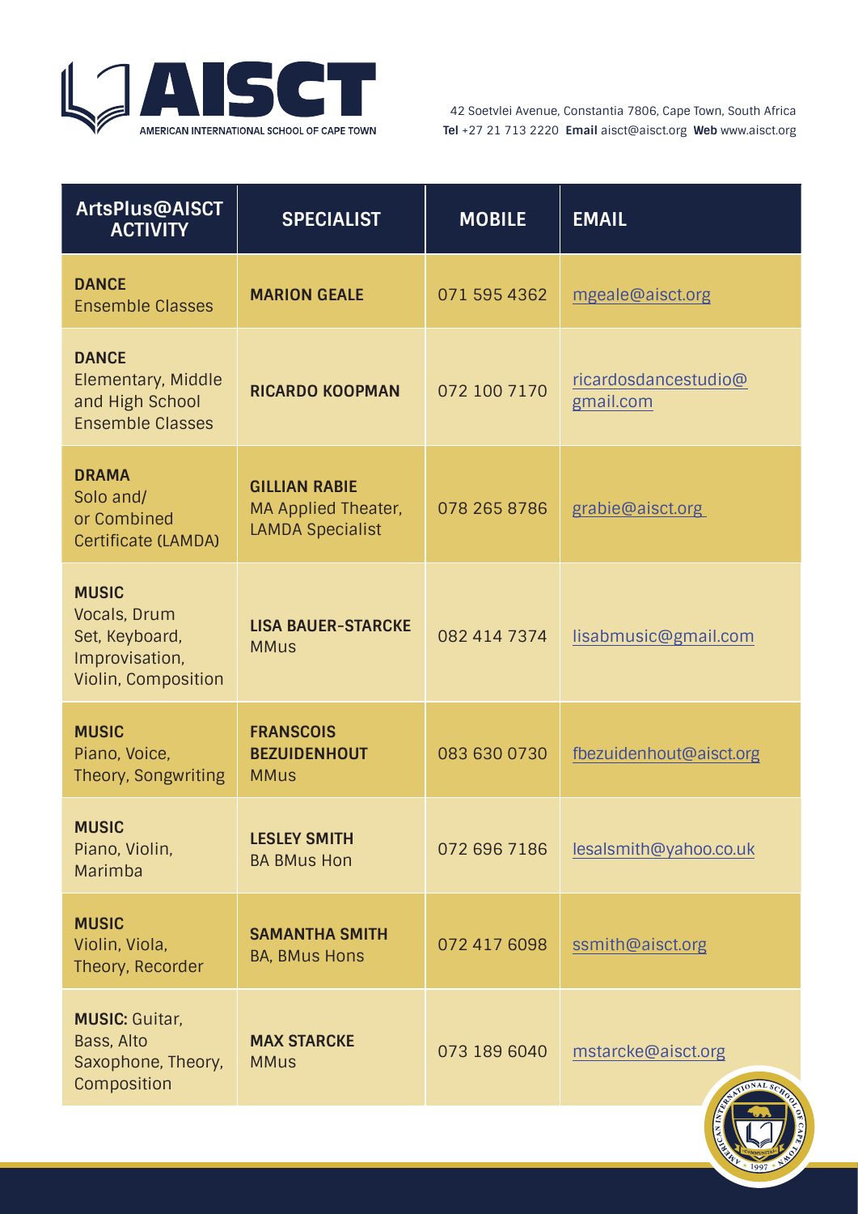AISCT
AMERICAN INTERNATIONAL SCHOOL OF CAPE TOWN

42 Soetvlei Avenue, Constantia 7806, Cape Town, South Africa
**Tel** +27 21 713 2220 **Email** aisct@aisct.org **Web** www.aisct.org

| ArtsPlus@AISCT ACTIVITY | SPECIALIST | MOBILE | EMAIL |
|---|---|---|---|
| **DANCE** Ensemble Classes | **MARION GEALE** | 071 595 4362 | mgeale@aisct.org |
| **DANCE** Elementary, Middle and High School Ensemble Classes | **RICARDO KOOPMAN** | 072 100 7170 | ricardosdancestudio@gmail.com |
| **DRAMA** Solo and/ or Combined Certificate (LAMDA) | **GILLIAN RABIE** MA Applied Theater, LAMDA Specialist | 078 265 8786 | grabie@aisct.org |
| **MUSIC** Vocals, Drum Set, Keyboard, Improvisation, Violin, Composition | **LISA BAUER-STARCKE** MMus | 082 414 7374 | lisabmusic@gmail.com |
| **MUSIC** Piano, Voice, Theory, Songwriting | **FRANSCOIS BEZUIDENHOUT** MMus | 083 630 0730 | fbezuidenhout@aisct.org |
| **MUSIC** Piano, Violin, Marimba | **LESLEY SMITH** BA BMus Hon | 072 696 7186 | lesalsmith@yahoo.co.uk |
| **MUSIC** Violin, Viola, Theory, Recorder | **SAMANTHA SMITH** BA, BMus Hons | 072 417 6098 | ssmith@aisct.org |
| **MUSIC:** Guitar, Bass, Alto Saxophone, Theory, Composition | **MAX STARCKE** MMus | 073 189 6040 | mstarcke@aisct.org |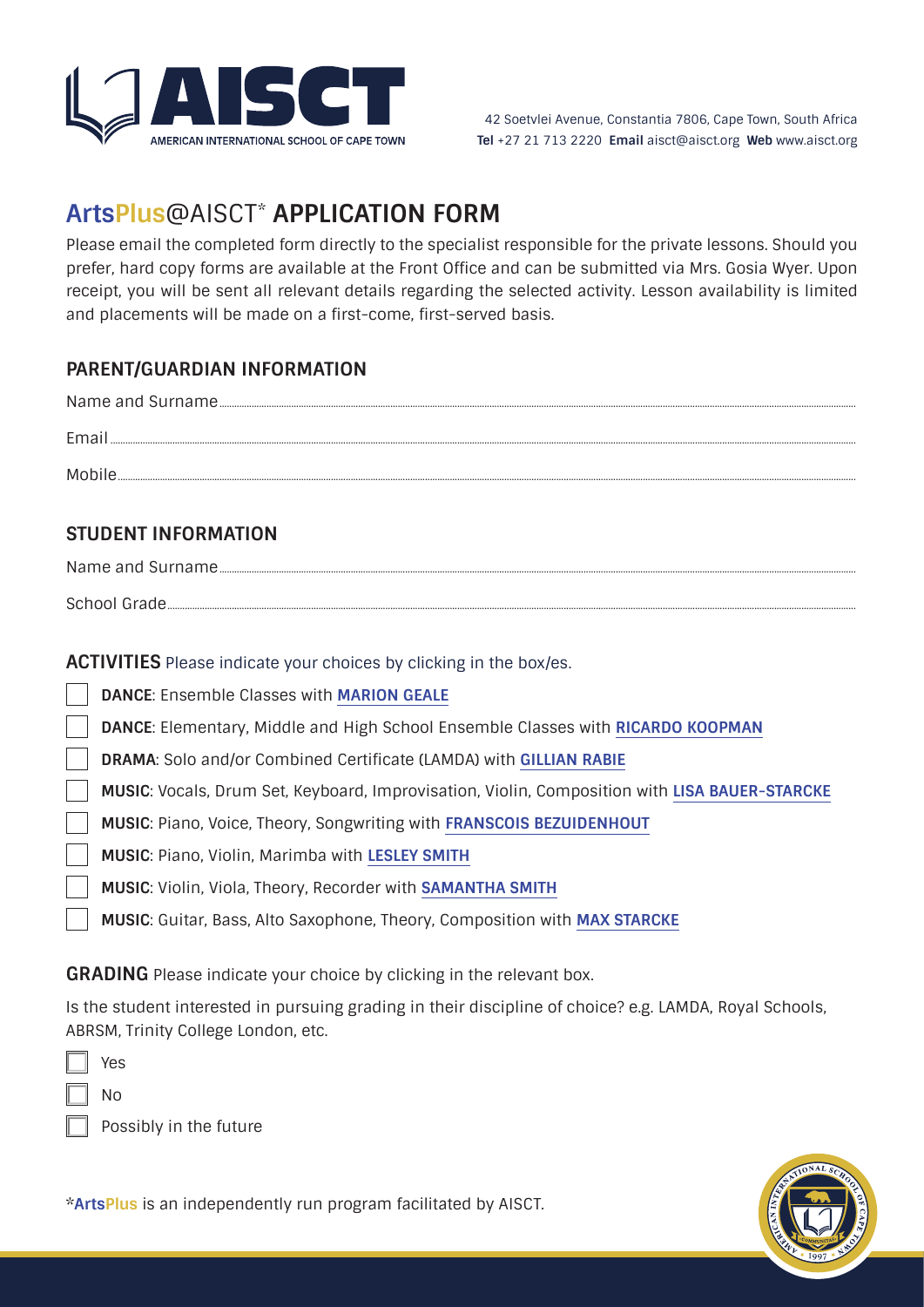AMERICAN INTERNATIONAL SCHOOL OF CAPE TOWN

42 Soetvlei Avenue, Constantia 7806, Cape Town, South Africa
**Tel** +27 21 713 2220 **Email** aisct@aisct.org **Web** www.aisct.org

# ArtsPlus@AISCT* APPLICATION FORM

Please email the completed form directly to the specialist responsible for the private lessons. Should you prefer, hard copy forms are available at the Front Office and can be submitted via Mrs. Gosia Wyer. Upon receipt, you will be sent all relevant details regarding the selected activity. Lesson availability is limited and placements will be made on a first-come, first-served basis.

## PARENT/GUARDIAN INFORMATION

Name and Surname..........

Email..........

Mobile..........

## STUDENT INFORMATION

Name and Surname..........

School Grade..........

**ACTIVITIES** Please indicate your choices by clicking in the box/es.

- [ ] **DANCE**: Ensemble Classes with **MARION GEALE**
- [ ] **DANCE**: Elementary, Middle and High School Ensemble Classes with **RICARDO KOOPMAN**
- [ ] **DRAMA**: Solo and/or Combined Certificate (LAMDA) with **GILLIAN RABIE**
- [ ] **MUSIC**: Vocals, Drum Set, Keyboard, Improvisation, Violin, Composition with **LISA BAUER-STARCKE**
- [ ] **MUSIC**: Piano, Voice, Theory, Songwriting with **FRANSCOIS BEZUIDENHOUT**
- [ ] **MUSIC**: Piano, Violin, Marimba with **LESLEY SMITH**
- [ ] **MUSIC**: Violin, Viola, Theory, Recorder with **SAMANTHA SMITH**
- [ ] **MUSIC**: Guitar, Bass, Alto Saxophone, Theory, Composition with **MAX STARCKE**

**GRADING** Please indicate your choice by clicking in the relevant box.

Is the student interested in pursuing grading in their discipline of choice? e.g. LAMDA, Royal Schools, ABRSM, Trinity College London, etc.

- [ ] Yes
- [ ] No
- [ ] Possibly in the future

***ArtsPlus** is an independently run program facilitated by AISCT.